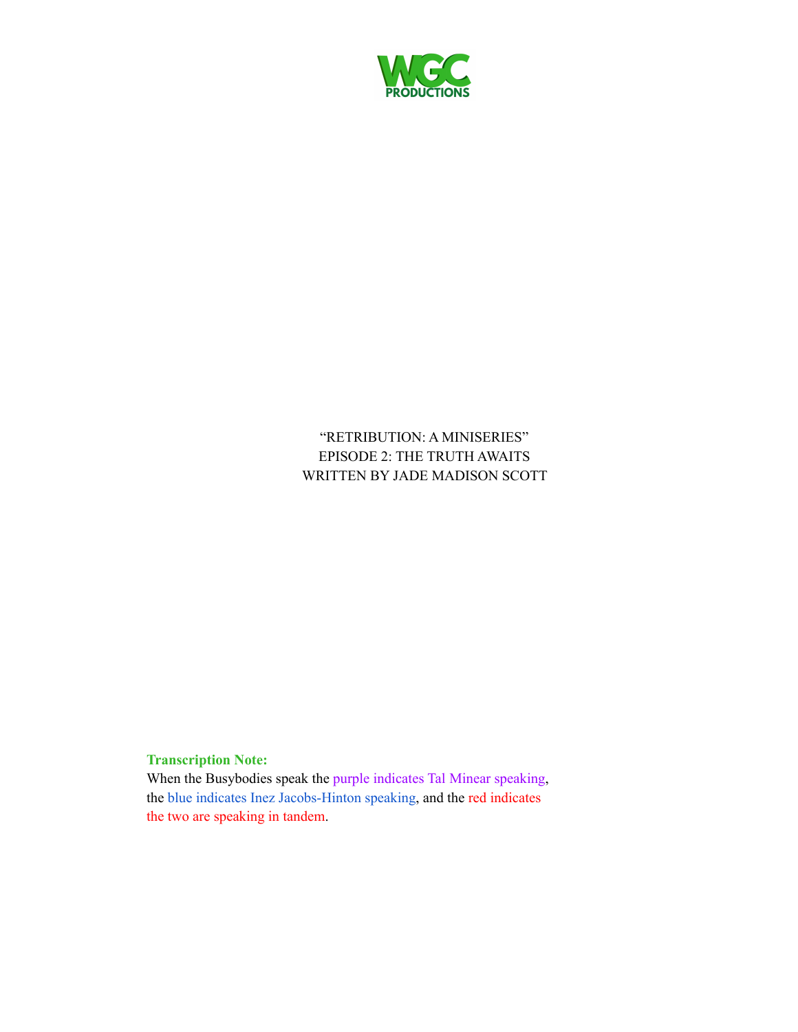WGC
PRODUCTIONS

"RETRIBUTION: A MINISERIES"
EPISODE 2: THE TRUTH AWAITS
WRITTEN BY JADE MADISON SCOTT

**Transcription Note:**
When the Busybodies speak the purple indicates Tal Minear speaking, the blue indicates Inez Jacobs-Hinton speaking, and the red indicates the two are speaking in tandem.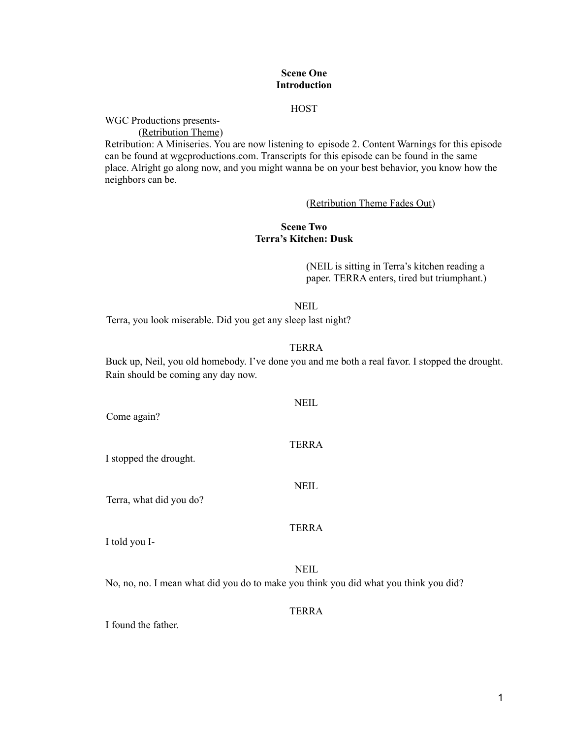**Scene One**
**Introduction**

HOST

WGC Productions presents-
(Retribution Theme)
Retribution: A Miniseries. You are now listening to episode 2. Content Warnings for this episode can be found at wgcproductions.com. Transcripts for this episode can be found in the same place. Alright go along now, and you might wanna be on your best behavior, you know how the neighbors can be.

(Retribution Theme Fades Out)

**Scene Two**
**Terra's Kitchen: Dusk**

(NEIL is sitting in Terra's kitchen reading a paper. TERRA enters, tired but triumphant.)

NEIL

Terra, you look miserable. Did you get any sleep last night?

TERRA

Buck up, Neil, you old homebody. I've done you and me both a real favor. I stopped the drought. Rain should be coming any day now.

NEIL

Come again?

TERRA

I stopped the drought.

NEIL

Terra, what did you do?

TERRA

I told you I-

NEIL

No, no, no. I mean what did you do to make you think you did what you think you did?

TERRA

I found the father.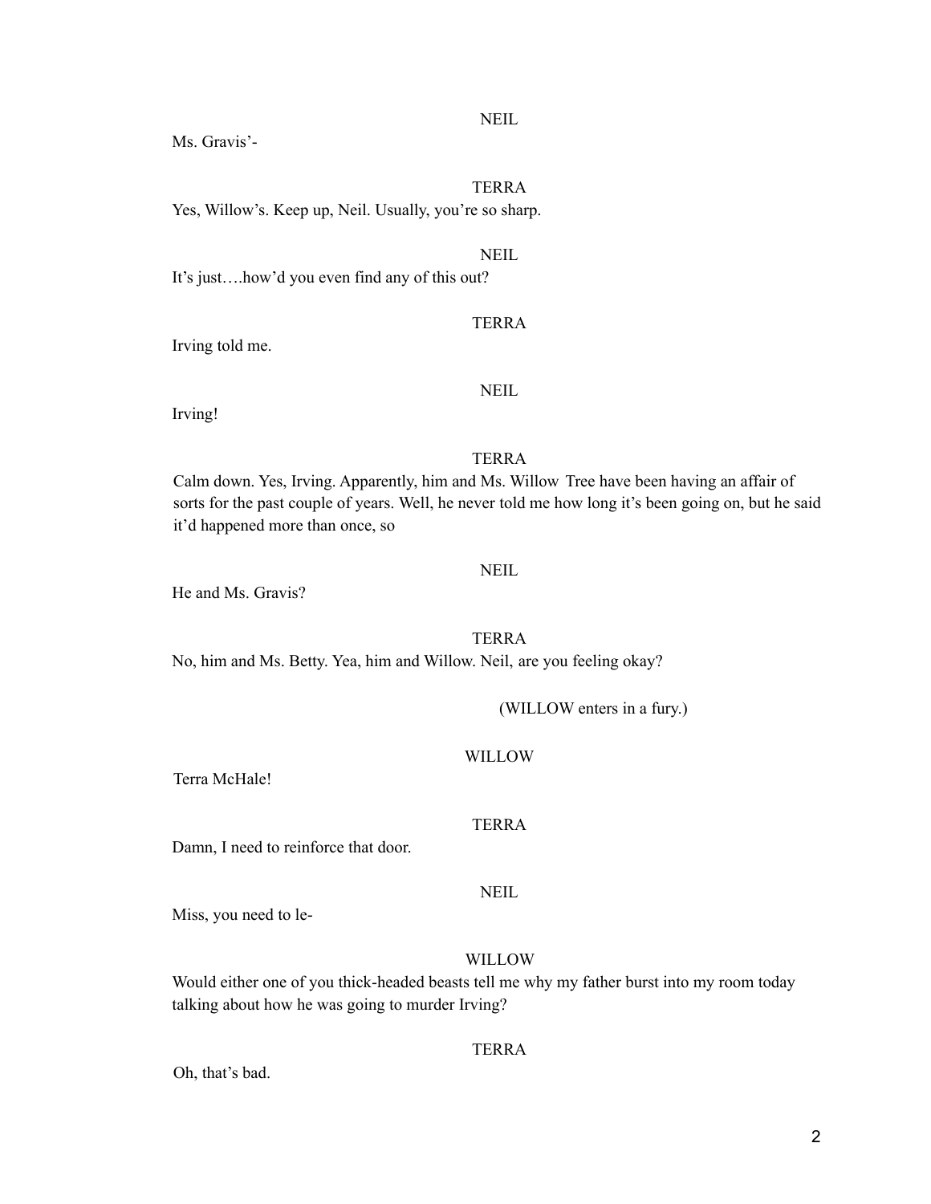NEIL

Ms. Gravis'-

TERRA

Yes, Willow's. Keep up, Neil. Usually, you're so sharp.

NEIL

It's just….how'd you even find any of this out?

TERRA

Irving told me.

NEIL

Irving!

TERRA

Calm down. Yes, Irving. Apparently, him and Ms. Willow Tree have been having an affair of sorts for the past couple of years. Well, he never told me how long it's been going on, but he said it'd happened more than once, so

NEIL

He and Ms. Gravis?

TERRA

No, him and Ms. Betty. Yea, him and Willow. Neil, are you feeling okay?

(WILLOW enters in a fury.)

WILLOW

Terra McHale!

TERRA

Damn, I need to reinforce that door.

NEIL

Miss, you need to le-

WILLOW

Would either one of you thick-headed beasts tell me why my father burst into my room today talking about how he was going to murder Irving?

TERRA

Oh, that's bad.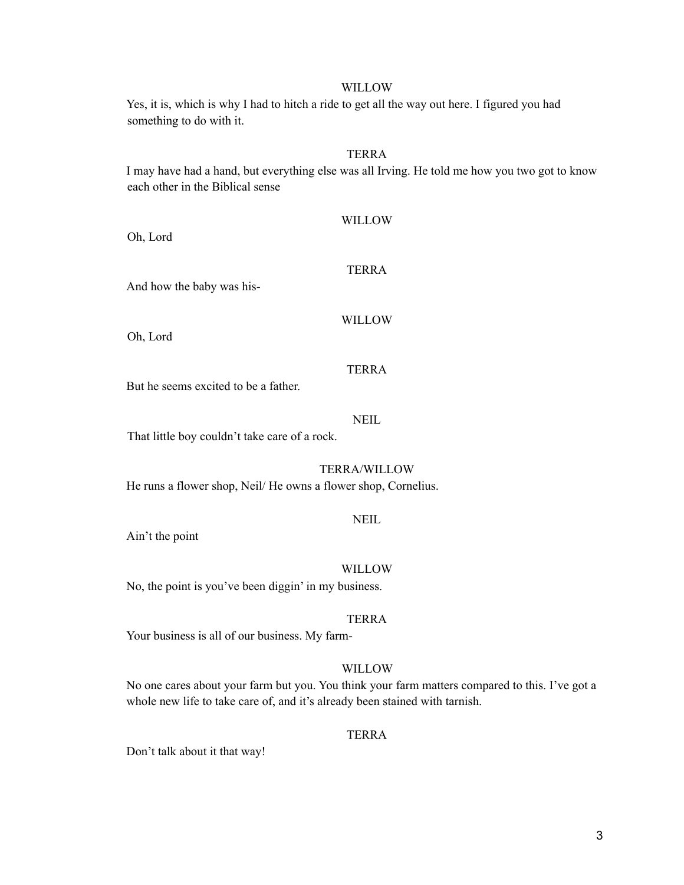WILLOW

Yes, it is, which is why I had to hitch a ride to get all the way out here. I figured you had something to do with it.

TERRA

I may have had a hand, but everything else was all Irving. He told me how you two got to know each other in the Biblical sense

WILLOW

Oh, Lord

TERRA

And how the baby was his-

WILLOW

Oh, Lord

TERRA

But he seems excited to be a father.

NEIL

That little boy couldn't take care of a rock.

TERRA/WILLOW

He runs a flower shop, Neil/ He owns a flower shop, Cornelius.

NEIL

Ain't the point

WILLOW

No, the point is you've been diggin' in my business.

TERRA

Your business is all of our business. My farm-

WILLOW

No one cares about your farm but you. You think your farm matters compared to this. I've got a whole new life to take care of, and it's already been stained with tarnish.

TERRA

Don't talk about it that way!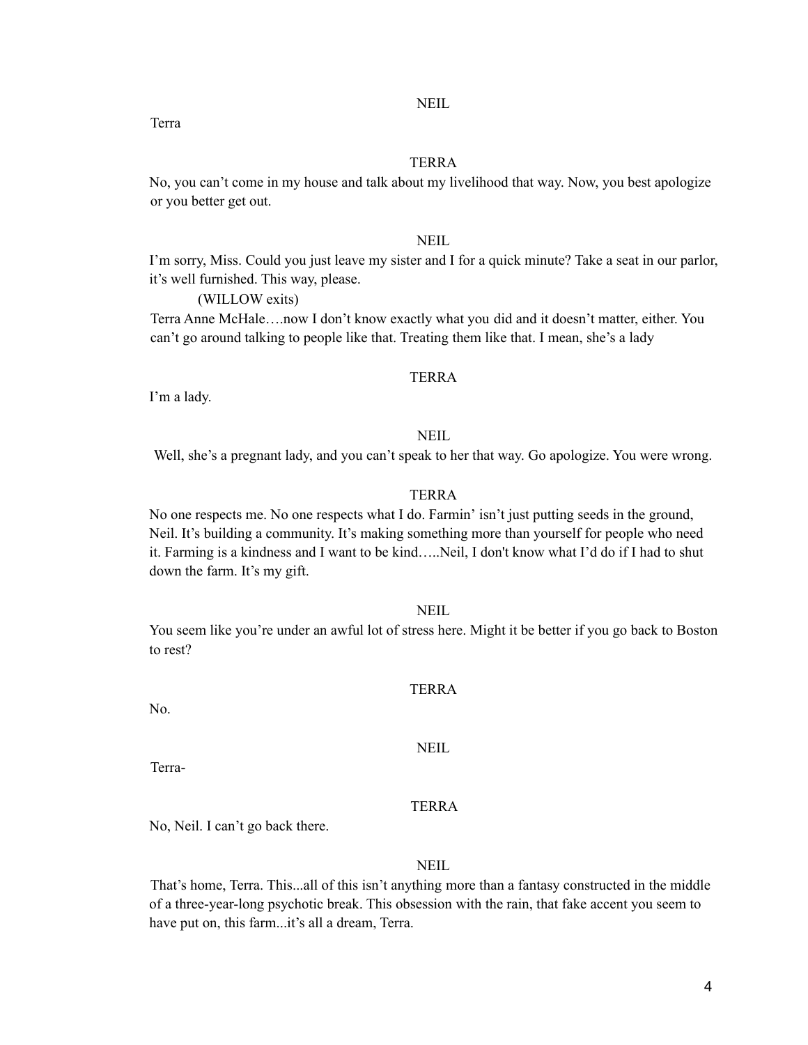NEIL

Terra

TERRA

No, you can't come in my house and talk about my livelihood that way. Now, you best apologize or you better get out.

NEIL

I'm sorry, Miss. Could you just leave my sister and I for a quick minute? Take a seat in our parlor, it's well furnished. This way, please.

(WILLOW exits)

Terra Anne McHale….now I don't know exactly what you did and it doesn't matter, either. You can't go around talking to people like that. Treating them like that. I mean, she's a lady

TERRA

I'm a lady.

NEIL

Well, she's a pregnant lady, and you can't speak to her that way. Go apologize. You were wrong.

TERRA

No one respects me. No one respects what I do. Farmin' isn't just putting seeds in the ground, Neil. It's building a community. It's making something more than yourself for people who need it. Farming is a kindness and I want to be kind…..Neil, I don't know what I'd do if I had to shut down the farm. It's my gift.

NEIL

You seem like you're under an awful lot of stress here. Might it be better if you go back to Boston to rest?

TERRA

No.

NEIL

Terra-

TERRA

No, Neil. I can't go back there.

NEIL

That's home, Terra. This...all of this isn't anything more than a fantasy constructed in the middle of a three-year-long psychotic break. This obsession with the rain, that fake accent you seem to have put on, this farm...it's all a dream, Terra.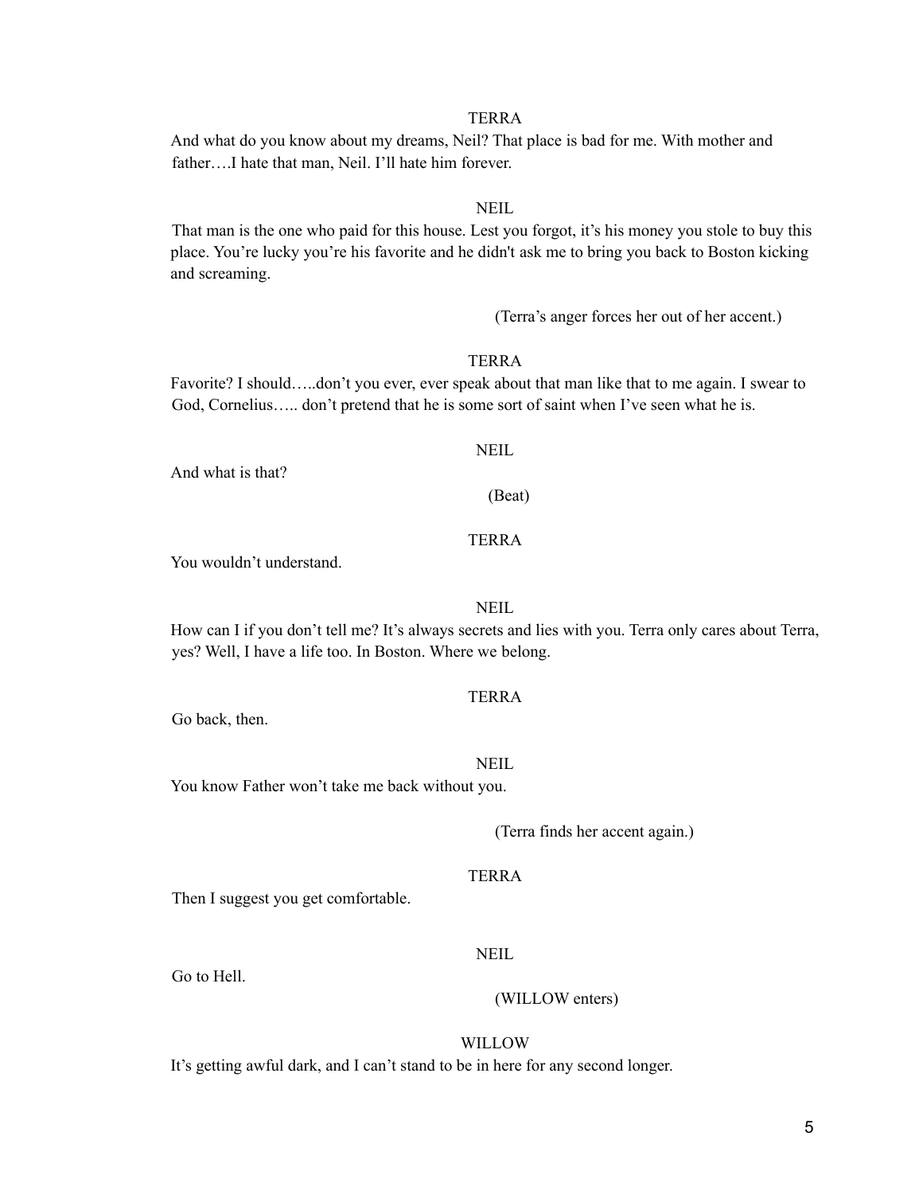TERRA

And what do you know about my dreams, Neil? That place is bad for me. With mother and father….I hate that man, Neil. I'll hate him forever.

NEIL

That man is the one who paid for this house. Lest you forgot, it's his money you stole to buy this place. You're lucky you're his favorite and he didn't ask me to bring you back to Boston kicking and screaming.

(Terra's anger forces her out of her accent.)

TERRA

Favorite? I should…..don't you ever, ever speak about that man like that to me again. I swear to God, Cornelius….. don't pretend that he is some sort of saint when I've seen what he is.

NEIL

And what is that?

(Beat)

TERRA

You wouldn't understand.

NEIL

How can I if you don't tell me? It's always secrets and lies with you. Terra only cares about Terra, yes? Well, I have a life too. In Boston. Where we belong.

TERRA

Go back, then.

NEIL

You know Father won't take me back without you.

(Terra finds her accent again.)

TERRA

Then I suggest you get comfortable.

NEIL

Go to Hell.

(WILLOW enters)

WILLOW

It's getting awful dark, and I can't stand to be in here for any second longer.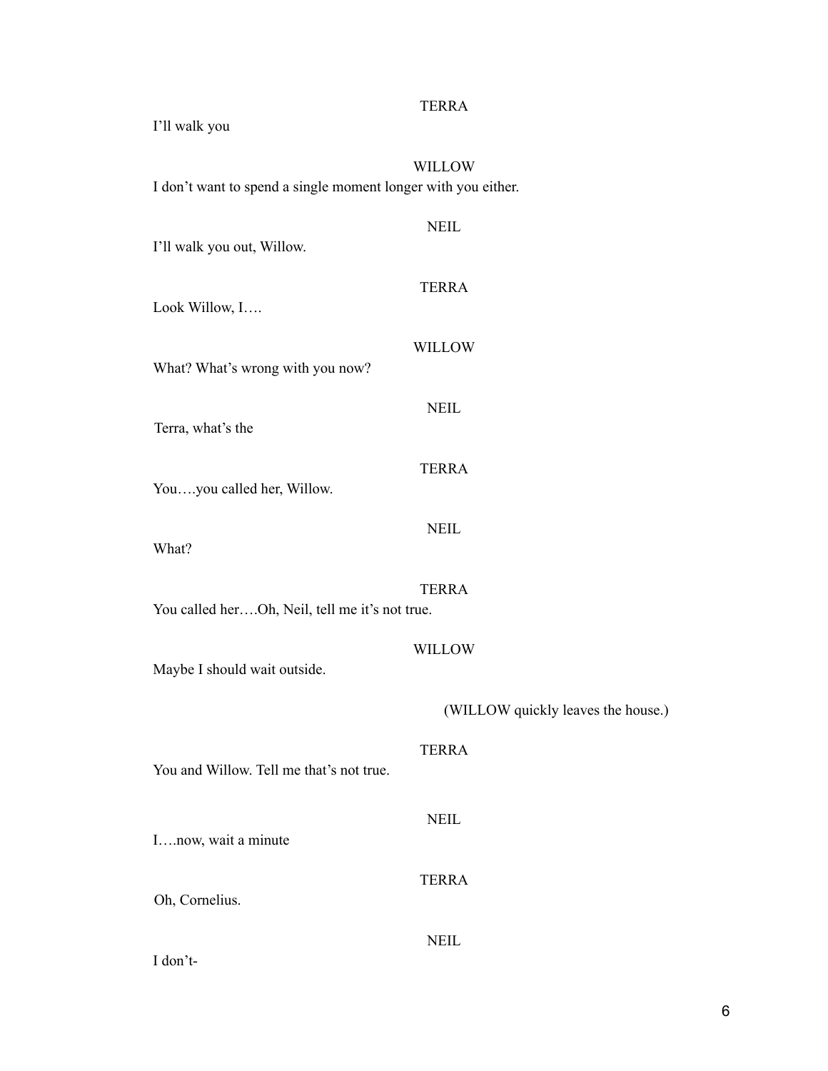TERRA

I'll walk you

WILLOW

I don't want to spend a single moment longer with you either.

NEIL

I'll walk you out, Willow.

TERRA

Look Willow, I….

WILLOW

What? What's wrong with you now?

NEIL

Terra, what's the

TERRA

You….you called her, Willow.

NEIL

What?

TERRA

You called her….Oh, Neil, tell me it's not true.

WILLOW

Maybe I should wait outside.

(WILLOW quickly leaves the house.)

TERRA

You and Willow. Tell me that's not true.

NEIL

I….now, wait a minute

TERRA

Oh, Cornelius.

NEIL

I don't-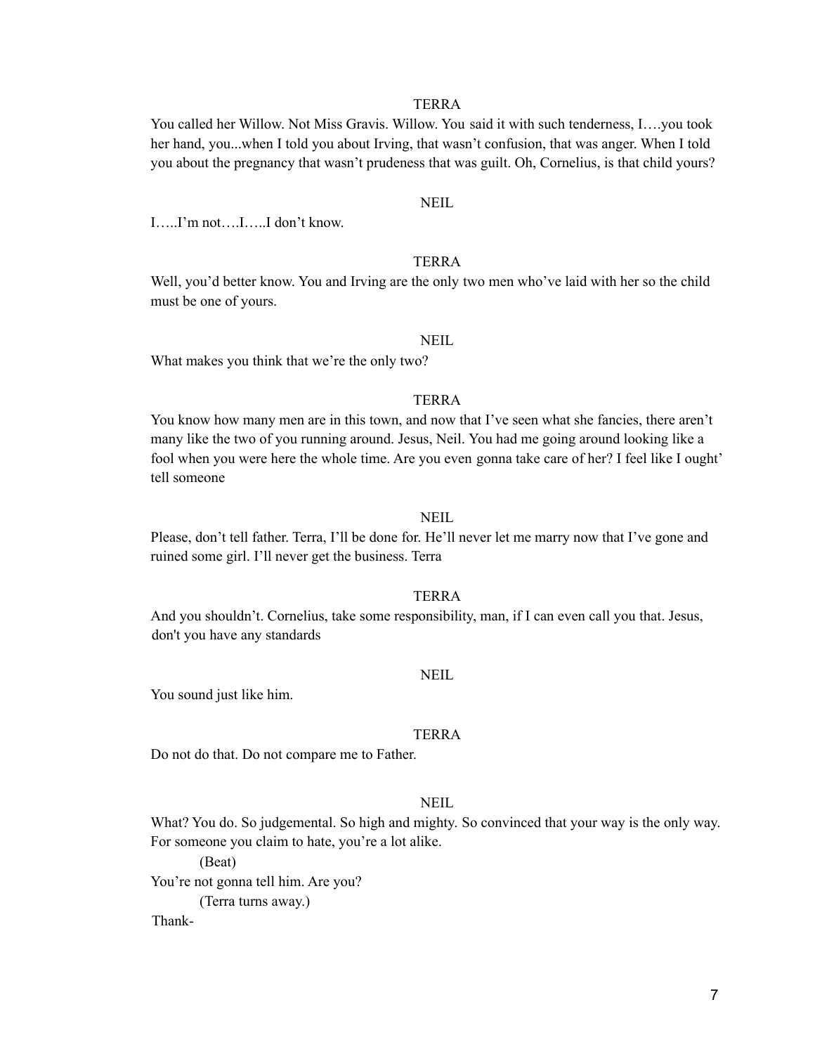TERRA

You called her Willow. Not Miss Gravis. Willow. You said it with such tenderness, I….you took her hand, you...when I told you about Irving, that wasn't confusion, that was anger. When I told you about the pregnancy that wasn't prudeness that was guilt. Oh, Cornelius, is that child yours?

NEIL

I…..I'm not….I…..I don't know.

TERRA

Well, you'd better know. You and Irving are the only two men who've laid with her so the child must be one of yours.

NEIL

What makes you think that we're the only two?

TERRA

You know how many men are in this town, and now that I've seen what she fancies, there aren't many like the two of you running around. Jesus, Neil. You had me going around looking like a fool when you were here the whole time. Are you even gonna take care of her? I feel like I ought' tell someone

NEIL

Please, don't tell father. Terra, I'll be done for. He'll never let me marry now that I've gone and ruined some girl. I'll never get the business. Terra

TERRA

And you shouldn't. Cornelius, take some responsibility, man, if I can even call you that. Jesus, don't you have any standards

NEIL

You sound just like him.

TERRA

Do not do that. Do not compare me to Father.

NEIL

What? You do. So judgemental. So high and mighty. So convinced that your way is the only way. For someone you claim to hate, you're a lot alike.

(Beat)

You're not gonna tell him. Are you?

(Terra turns away.)

Thank-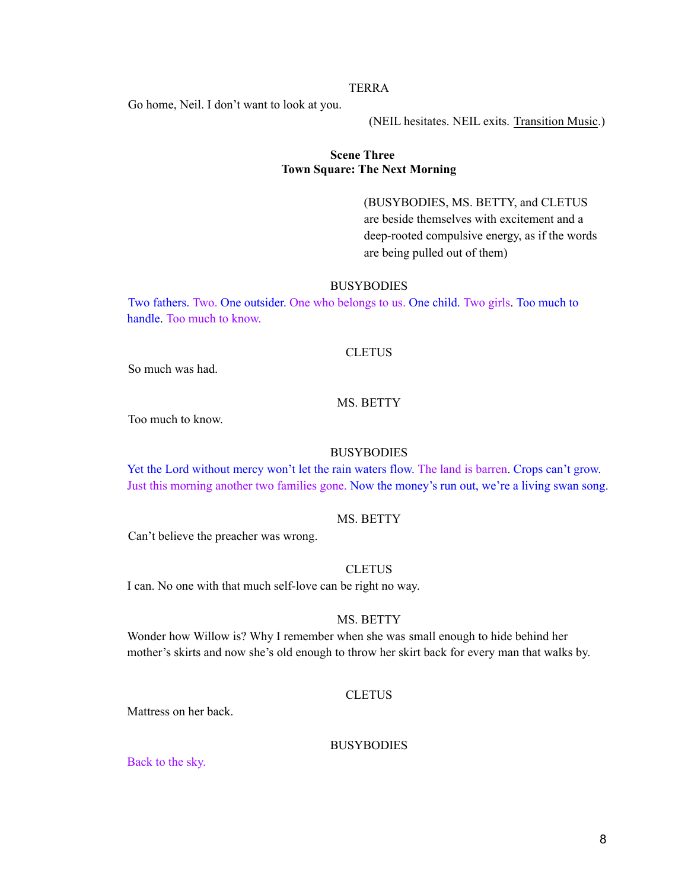TERRA

Go home, Neil. I don't want to look at you.

(NEIL hesitates. NEIL exits. Transition Music.)

**Scene Three**
**Town Square: The Next Morning**

(BUSYBODIES, MS. BETTY, and CLETUS are beside themselves with excitement and a deep-rooted compulsive energy, as if the words are being pulled out of them)

BUSYBODIES

Two fathers. Two. One outsider. One who belongs to us. One child. Two girls. Too much to handle. Too much to know.

CLETUS

So much was had.

MS. BETTY

Too much to know.

BUSYBODIES

Yet the Lord without mercy won't let the rain waters flow. The land is barren. Crops can't grow. Just this morning another two families gone. Now the money's run out, we're a living swan song.

MS. BETTY

Can't believe the preacher was wrong.

CLETUS

I can. No one with that much self-love can be right no way.

MS. BETTY

Wonder how Willow is? Why I remember when she was small enough to hide behind her mother's skirts and now she's old enough to throw her skirt back for every man that walks by.

CLETUS

Mattress on her back.

BUSYBODIES

Back to the sky.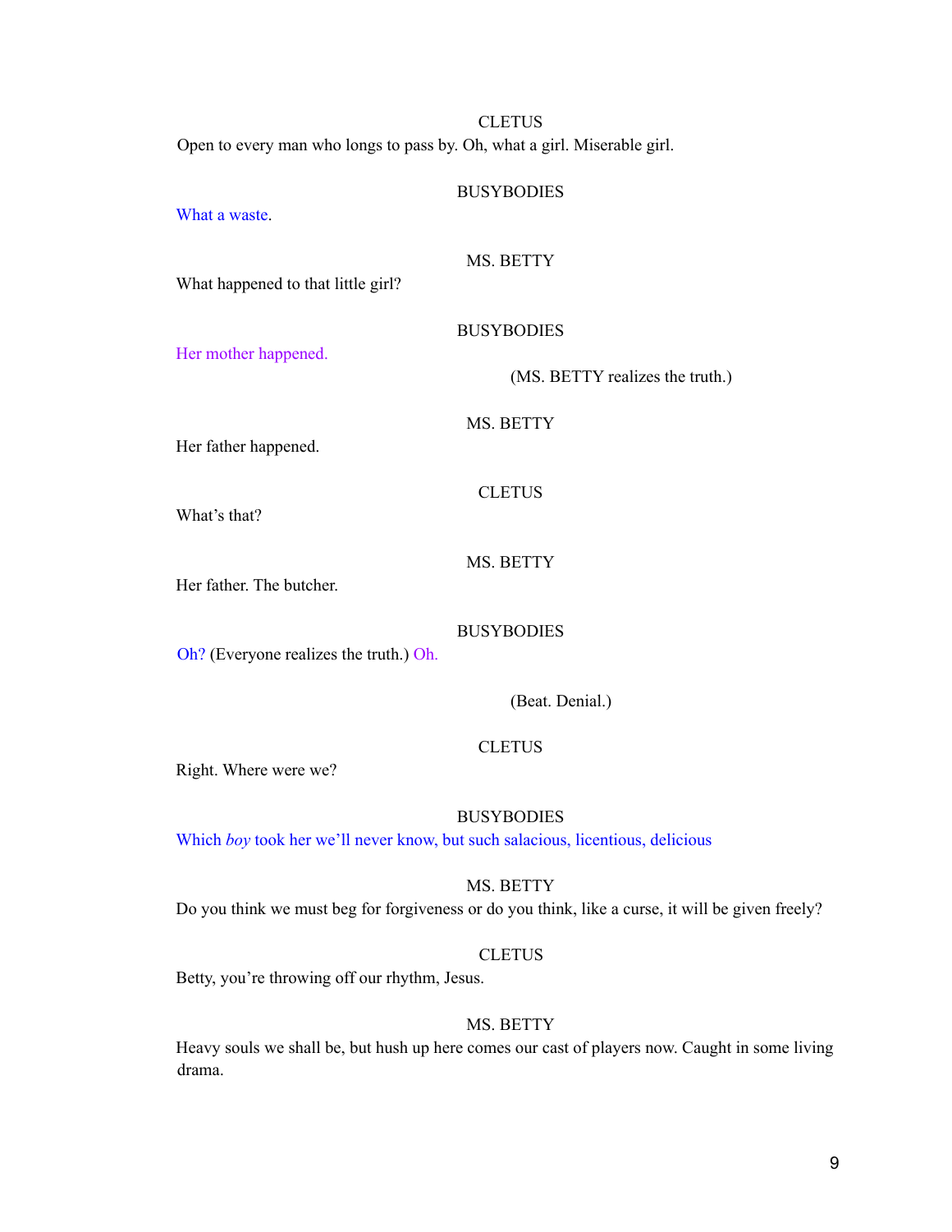CLETUS

Open to every man who longs to pass by. Oh, what a girl. Miserable girl.

BUSYBODIES

What a waste.

MS. BETTY

What happened to that little girl?

BUSYBODIES

Her mother happened.

(MS. BETTY realizes the truth.)

MS. BETTY

Her father happened.

CLETUS

What's that?

MS. BETTY

Her father. The butcher.

BUSYBODIES

Oh? (Everyone realizes the truth.) Oh.

(Beat. Denial.)

CLETUS

Right. Where were we?

BUSYBODIES

Which *boy* took her we'll never know, but such salacious, licentious, delicious

MS. BETTY

Do you think we must beg for forgiveness or do you think, like a curse, it will be given freely?

CLETUS

Betty, you're throwing off our rhythm, Jesus.

MS. BETTY

Heavy souls we shall be, but hush up here comes our cast of players now. Caught in some living drama.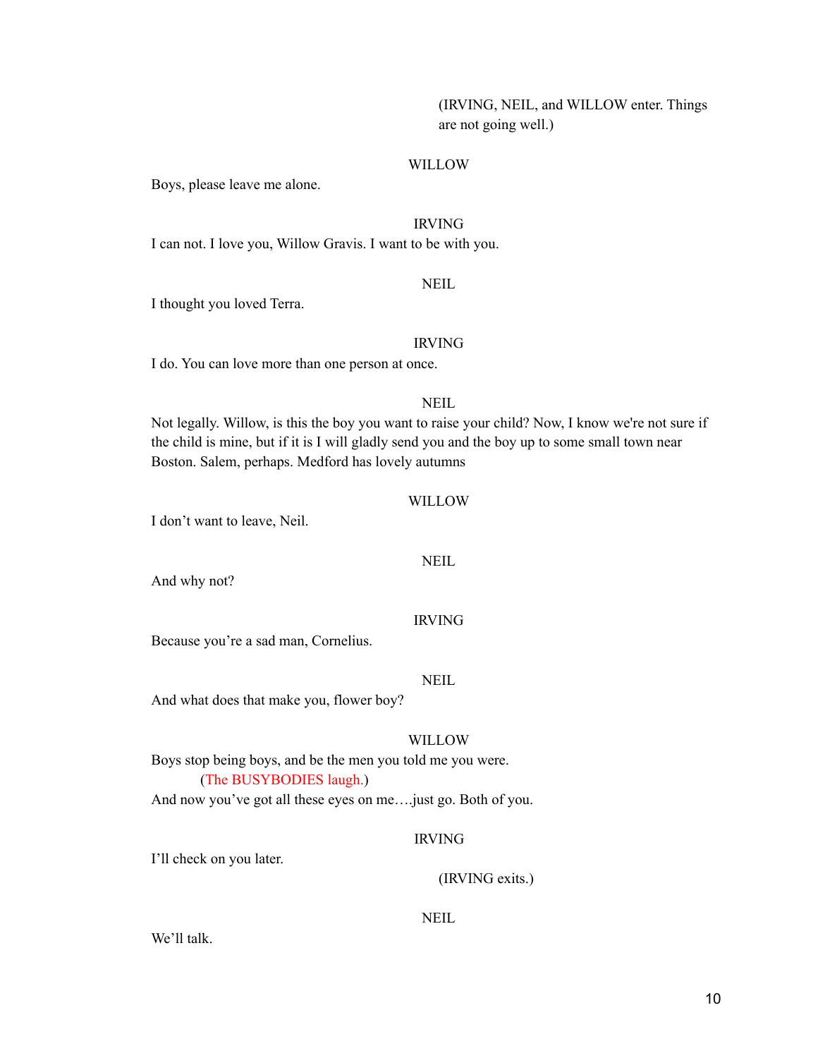(IRVING, NEIL, and WILLOW enter. Things are not going well.)

WILLOW

Boys, please leave me alone.

IRVING

I can not. I love you, Willow Gravis. I want to be with you.

NEIL

I thought you loved Terra.

IRVING

I do. You can love more than one person at once.

NEIL

Not legally. Willow, is this the boy you want to raise your child? Now, I know we're not sure if the child is mine, but if it is I will gladly send you and the boy up to some small town near Boston. Salem, perhaps. Medford has lovely autumns

WILLOW

I don't want to leave, Neil.

NEIL

And why not?

IRVING

Because you're a sad man, Cornelius.

NEIL

And what does that make you, flower boy?

WILLOW

Boys stop being boys, and be the men you told me you were.

(The BUSYBODIES laugh.)

And now you've got all these eyes on me….just go. Both of you.

IRVING

I'll check on you later.

(IRVING exits.)

NEIL

We'll talk.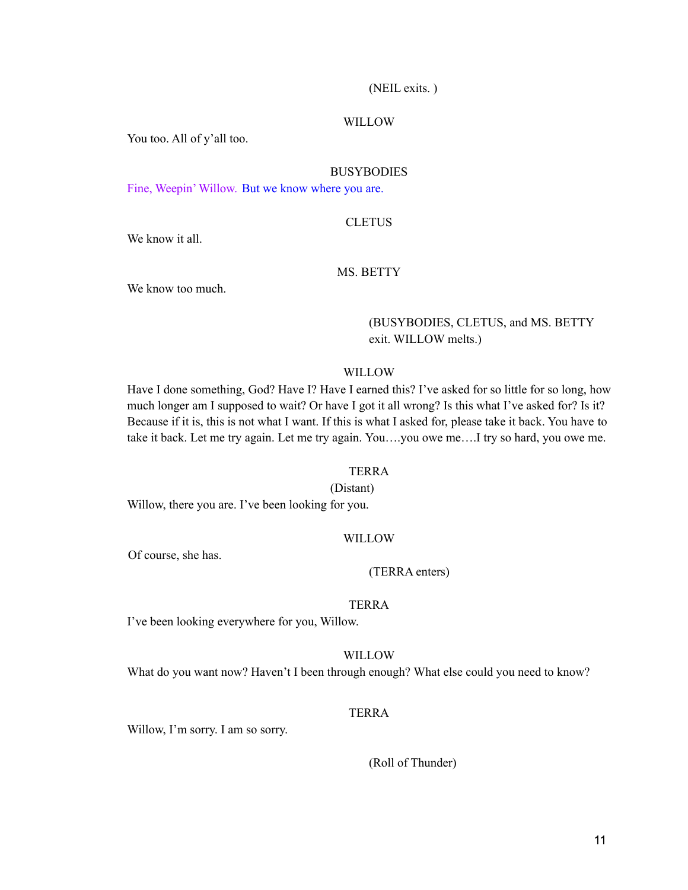(NEIL exits. )

WILLOW

You too. All of y'all too.

BUSYBODIES

Fine, Weepin' Willow. But we know where you are.

CLETUS

We know it all.

MS. BETTY

We know too much.

(BUSYBODIES, CLETUS, and MS. BETTY exit. WILLOW melts.)

WILLOW

Have I done something, God? Have I? Have I earned this? I've asked for so little for so long, how much longer am I supposed to wait? Or have I got it all wrong? Is this what I've asked for? Is it? Because if it is, this is not what I want. If this is what I asked for, please take it back. You have to take it back. Let me try again. Let me try again. You….you owe me….I try so hard, you owe me.

TERRA

(Distant)

Willow, there you are. I've been looking for you.

WILLOW

Of course, she has.

(TERRA enters)

TERRA

I've been looking everywhere for you, Willow.

WILLOW

What do you want now? Haven't I been through enough? What else could you need to know?

TERRA

Willow, I'm sorry. I am so sorry.

(Roll of Thunder)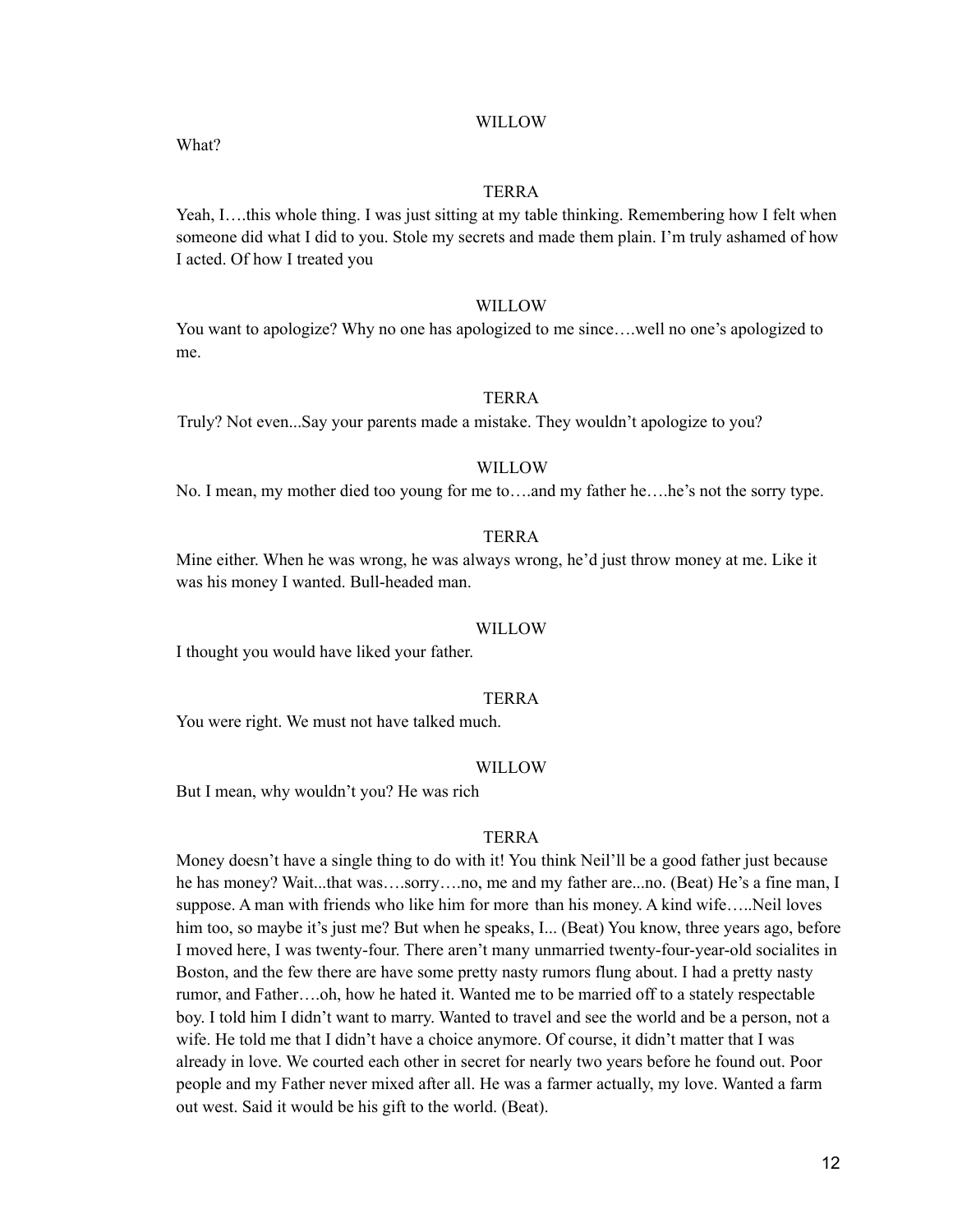WILLOW

What?

TERRA

Yeah, I….this whole thing. I was just sitting at my table thinking. Remembering how I felt when someone did what I did to you. Stole my secrets and made them plain. I'm truly ashamed of how I acted. Of how I treated you

WILLOW

You want to apologize? Why no one has apologized to me since….well no one's apologized to me.

TERRA

Truly? Not even...Say your parents made a mistake. They wouldn't apologize to you?

WILLOW

No. I mean, my mother died too young for me to….and my father he….he's not the sorry type.

TERRA

Mine either. When he was wrong, he was always wrong, he'd just throw money at me. Like it was his money I wanted. Bull-headed man.

WILLOW

I thought you would have liked your father.

TERRA

You were right. We must not have talked much.

WILLOW

But I mean, why wouldn't you? He was rich

TERRA

Money doesn't have a single thing to do with it! You think Neil'll be a good father just because he has money? Wait...that was….sorry….no, me and my father are...no. (Beat) He's a fine man, I suppose. A man with friends who like him for more than his money. A kind wife…..Neil loves him too, so maybe it's just me? But when he speaks, I... (Beat) You know, three years ago, before I moved here, I was twenty-four. There aren't many unmarried twenty-four-year-old socialites in Boston, and the few there are have some pretty nasty rumors flung about. I had a pretty nasty rumor, and Father….oh, how he hated it. Wanted me to be married off to a stately respectable boy. I told him I didn't want to marry. Wanted to travel and see the world and be a person, not a wife. He told me that I didn't have a choice anymore. Of course, it didn't matter that I was already in love. We courted each other in secret for nearly two years before he found out. Poor people and my Father never mixed after all. He was a farmer actually, my love. Wanted a farm out west. Said it would be his gift to the world. (Beat).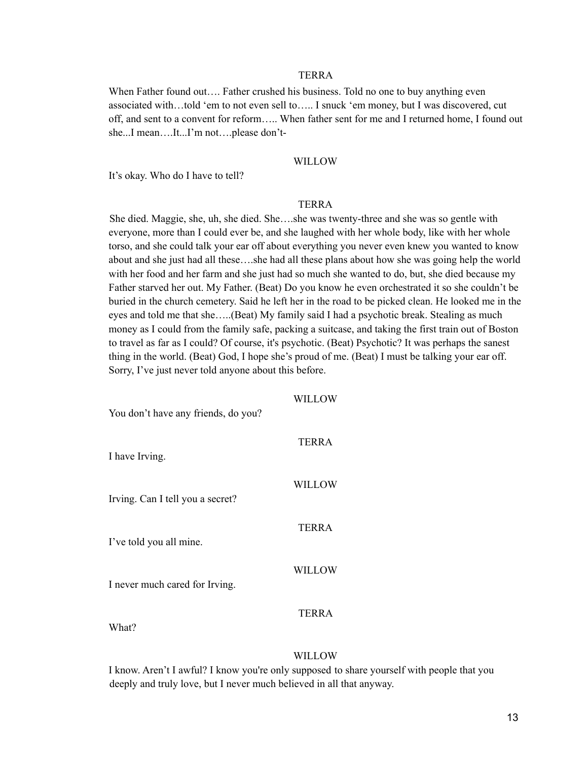TERRA

When Father found out…. Father crushed his business. Told no one to buy anything even associated with…told 'em to not even sell to….. I snuck 'em money, but I was discovered, cut off, and sent to a convent for reform….. When father sent for me and I returned home, I found out she...I mean….It...I'm not….please don't-

WILLOW

It's okay. Who do I have to tell?

TERRA

She died. Maggie, she, uh, she died. She….she was twenty-three and she was so gentle with everyone, more than I could ever be, and she laughed with her whole body, like with her whole torso, and she could talk your ear off about everything you never even knew you wanted to know about and she just had all these….she had all these plans about how she was going help the world with her food and her farm and she just had so much she wanted to do, but, she died because my Father starved her out. My Father. (Beat) Do you know he even orchestrated it so she couldn't be buried in the church cemetery. Said he left her in the road to be picked clean. He looked me in the eyes and told me that she…..(Beat) My family said I had a psychotic break. Stealing as much money as I could from the family safe, packing a suitcase, and taking the first train out of Boston to travel as far as I could? Of course, it's psychotic. (Beat) Psychotic? It was perhaps the sanest thing in the world. (Beat) God, I hope she's proud of me. (Beat) I must be talking your ear off. Sorry, I've just never told anyone about this before.

WILLOW

You don't have any friends, do you?

TERRA

I have Irving.

WILLOW

Irving. Can I tell you a secret?

TERRA

I've told you all mine.

WILLOW

I never much cared for Irving.

TERRA

What?

WILLOW

I know. Aren't I awful? I know you're only supposed to share yourself with people that you deeply and truly love, but I never much believed in all that anyway.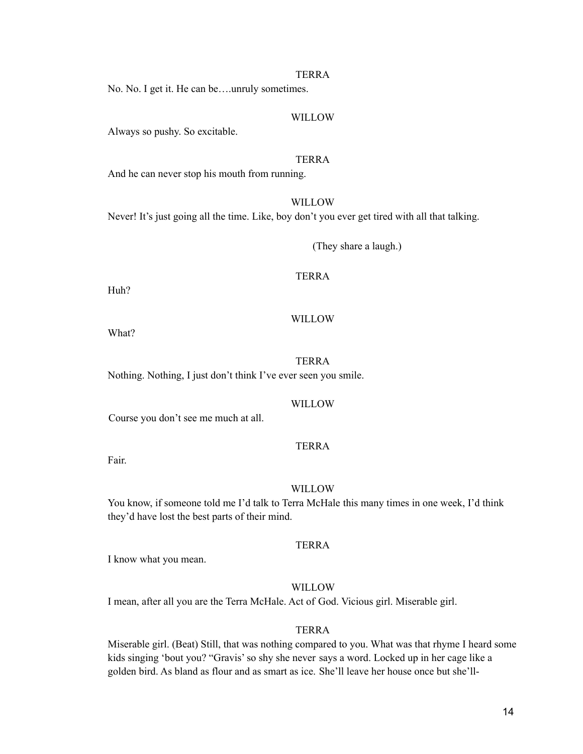TERRA

No. No. I get it. He can be….unruly sometimes.

WILLOW

Always so pushy. So excitable.

TERRA

And he can never stop his mouth from running.

WILLOW

Never! It's just going all the time. Like, boy don't you ever get tired with all that talking.

(They share a laugh.)

TERRA

Huh?

WILLOW

What?

TERRA

Nothing. Nothing, I just don't think I've ever seen you smile.

WILLOW

Course you don't see me much at all.

TERRA

Fair.

WILLOW

You know, if someone told me I'd talk to Terra McHale this many times in one week, I'd think they'd have lost the best parts of their mind.

TERRA

I know what you mean.

WILLOW

I mean, after all you are the Terra McHale. Act of God. Vicious girl. Miserable girl.

TERRA

Miserable girl. (Beat) Still, that was nothing compared to you. What was that rhyme I heard some kids singing 'bout you? "Gravis' so shy she never says a word. Locked up in her cage like a golden bird. As bland as flour and as smart as ice. She'll leave her house once but she'll-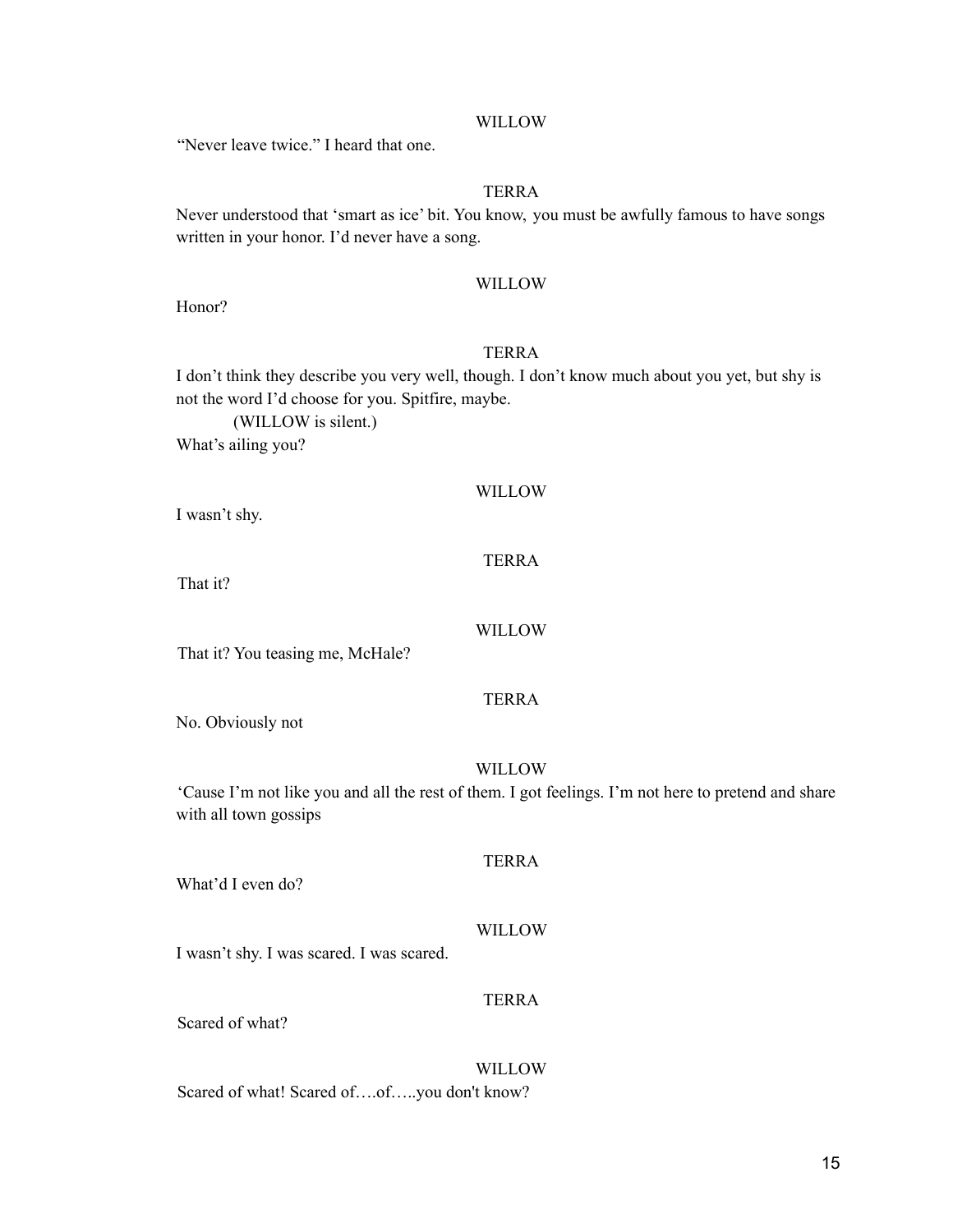WILLOW

"Never leave twice." I heard that one.

TERRA

Never understood that 'smart as ice' bit. You know, you must be awfully famous to have songs written in your honor. I'd never have a song.

WILLOW

Honor?

TERRA

I don't think they describe you very well, though. I don't know much about you yet, but shy is not the word I'd choose for you. Spitfire, maybe.

(WILLOW is silent.)

What's ailing you?

WILLOW

I wasn't shy.

TERRA

That it?

WILLOW

That it? You teasing me, McHale?

TERRA

No. Obviously not

WILLOW

'Cause I'm not like you and all the rest of them. I got feelings. I'm not here to pretend and share with all town gossips

TERRA

What'd I even do?

WILLOW

I wasn't shy. I was scared. I was scared.

TERRA

Scared of what?

WILLOW

Scared of what! Scared of….of…..you don't know?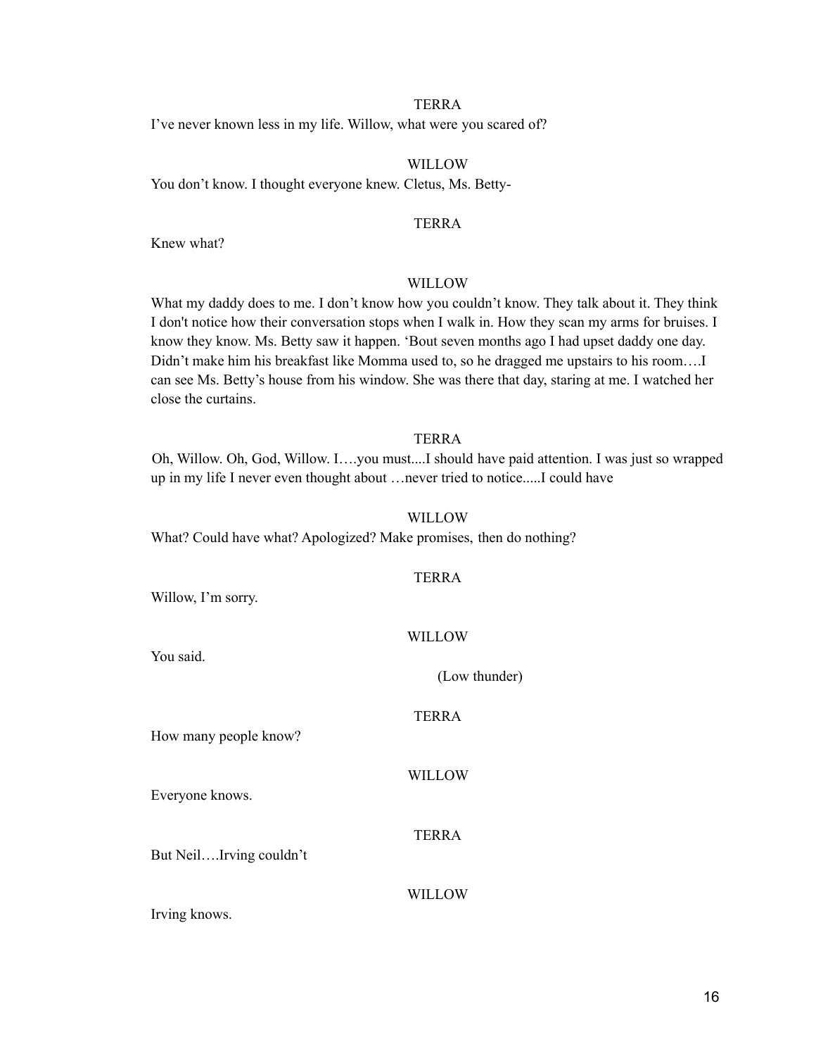TERRA

I've never known less in my life. Willow, what were you scared of?

WILLOW

You don't know. I thought everyone knew. Cletus, Ms. Betty-

TERRA

Knew what?

WILLOW

What my daddy does to me. I don't know how you couldn't know. They talk about it. They think I don't notice how their conversation stops when I walk in. How they scan my arms for bruises. I know they know. Ms. Betty saw it happen. 'Bout seven months ago I had upset daddy one day. Didn't make him his breakfast like Momma used to, so he dragged me upstairs to his room….I can see Ms. Betty's house from his window. She was there that day, staring at me. I watched her close the curtains.

TERRA

Oh, Willow. Oh, God, Willow. I….you must....I should have paid attention. I was just so wrapped up in my life I never even thought about …never tried to notice.....I could have

WILLOW

What? Could have what? Apologized? Make promises, then do nothing?

TERRA

Willow, I'm sorry.

WILLOW

You said.

(Low thunder)

TERRA

How many people know?

WILLOW

Everyone knows.

TERRA

But Neil….Irving couldn't

WILLOW

Irving knows.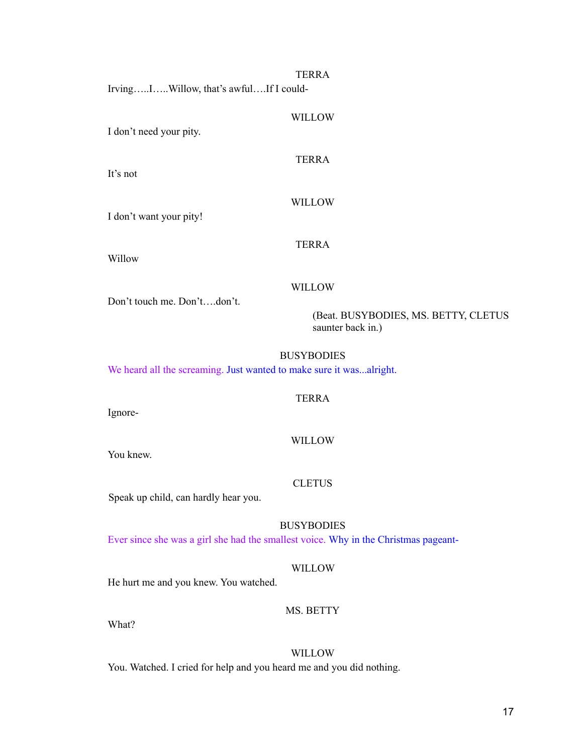TERRA

Irving…..I…..Willow, that's awful….If I could-

WILLOW

I don't need your pity.

TERRA

It's not

WILLOW

I don't want your pity!

TERRA

Willow

WILLOW

Don't touch me. Don't….don't.

(Beat. BUSYBODIES, MS. BETTY, CLETUS saunter back in.)

BUSYBODIES

We heard all the screaming. Just wanted to make sure it was...alright.

TERRA

Ignore-

WILLOW

You knew.

CLETUS

Speak up child, can hardly hear you.

BUSYBODIES

Ever since she was a girl she had the smallest voice. Why in the Christmas pageant-

WILLOW

He hurt me and you knew. You watched.

MS. BETTY

What?

WILLOW

You. Watched. I cried for help and you heard me and you did nothing.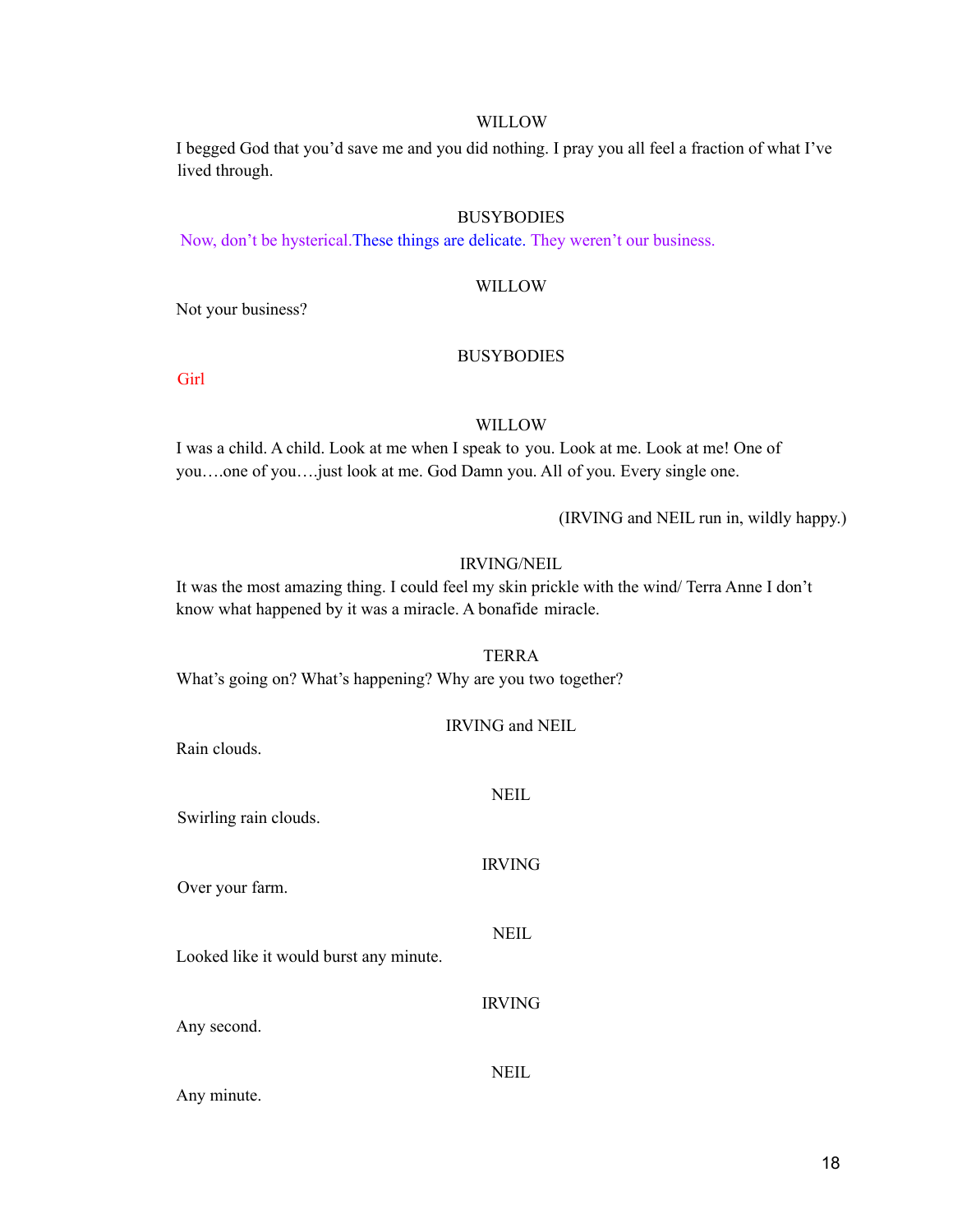WILLOW

I begged God that you'd save me and you did nothing. I pray you all feel a fraction of what I've lived through.

BUSYBODIES

Now, don't be hysterical.These things are delicate. They weren't our business.

WILLOW

Not your business?

BUSYBODIES

Girl

WILLOW

I was a child. A child. Look at me when I speak to you. Look at me. Look at me! One of you….one of you….just look at me. God Damn you. All of you. Every single one.

(IRVING and NEIL run in, wildly happy.)

IRVING/NEIL

It was the most amazing thing. I could feel my skin prickle with the wind/ Terra Anne I don't know what happened by it was a miracle. A bonafide miracle.

TERRA

What's going on? What's happening? Why are you two together?

IRVING and NEIL

Rain clouds.

NEIL

Swirling rain clouds.

IRVING

Over your farm.

NEIL

Looked like it would burst any minute.

IRVING

Any second.

NEIL

Any minute.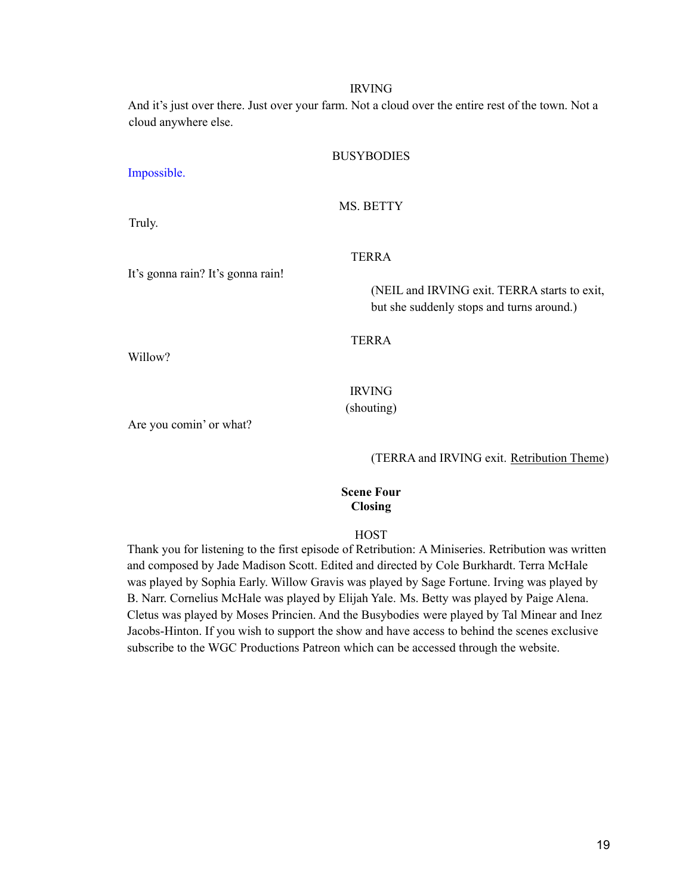IRVING

And it's just over there. Just over your farm. Not a cloud over the entire rest of the town. Not a cloud anywhere else.

BUSYBODIES

Impossible.

MS. BETTY

Truly.

TERRA

It's gonna rain? It's gonna rain!

(NEIL and IRVING exit. TERRA starts to exit, but she suddenly stops and turns around.)

TERRA

Willow?

IRVING
(shouting)

Are you comin' or what?

(TERRA and IRVING exit. Retribution Theme)

**Scene Four**
**Closing**

HOST

Thank you for listening to the first episode of Retribution: A Miniseries. Retribution was written and composed by Jade Madison Scott. Edited and directed by Cole Burkhardt. Terra McHale was played by Sophia Early. Willow Gravis was played by Sage Fortune. Irving was played by B. Narr. Cornelius McHale was played by Elijah Yale. Ms. Betty was played by Paige Alena. Cletus was played by Moses Princien. And the Busybodies were played by Tal Minear and Inez Jacobs-Hinton. If you wish to support the show and have access to behind the scenes exclusive subscribe to the WGC Productions Patreon which can be accessed through the website.